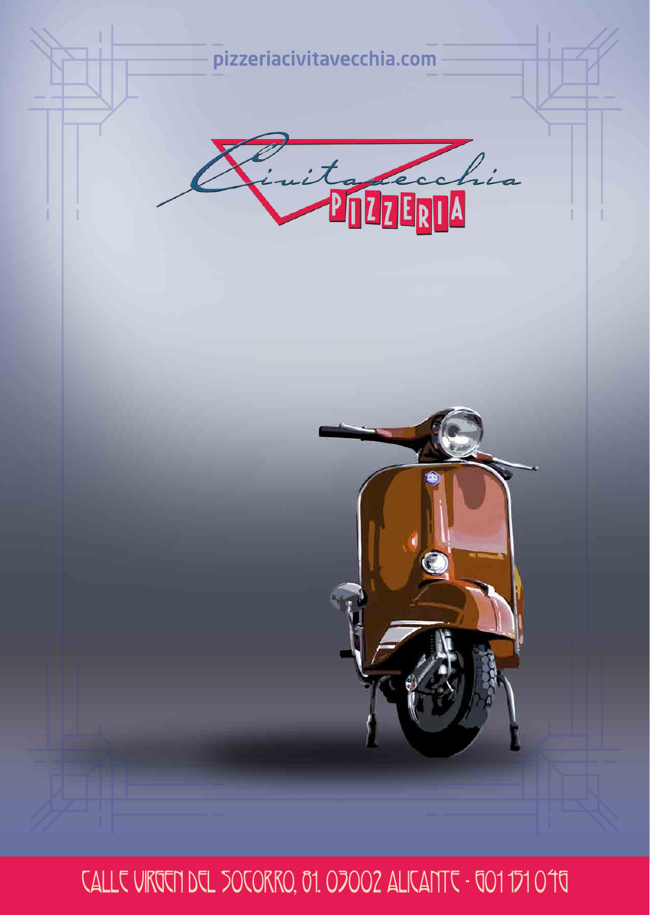pizzeriacivitavecchia.com

# Civitavecchia PIZZERIA

CALLE VIRGEN DEL SOCORRO, 81. 03002 ALICANTE - 601 151 046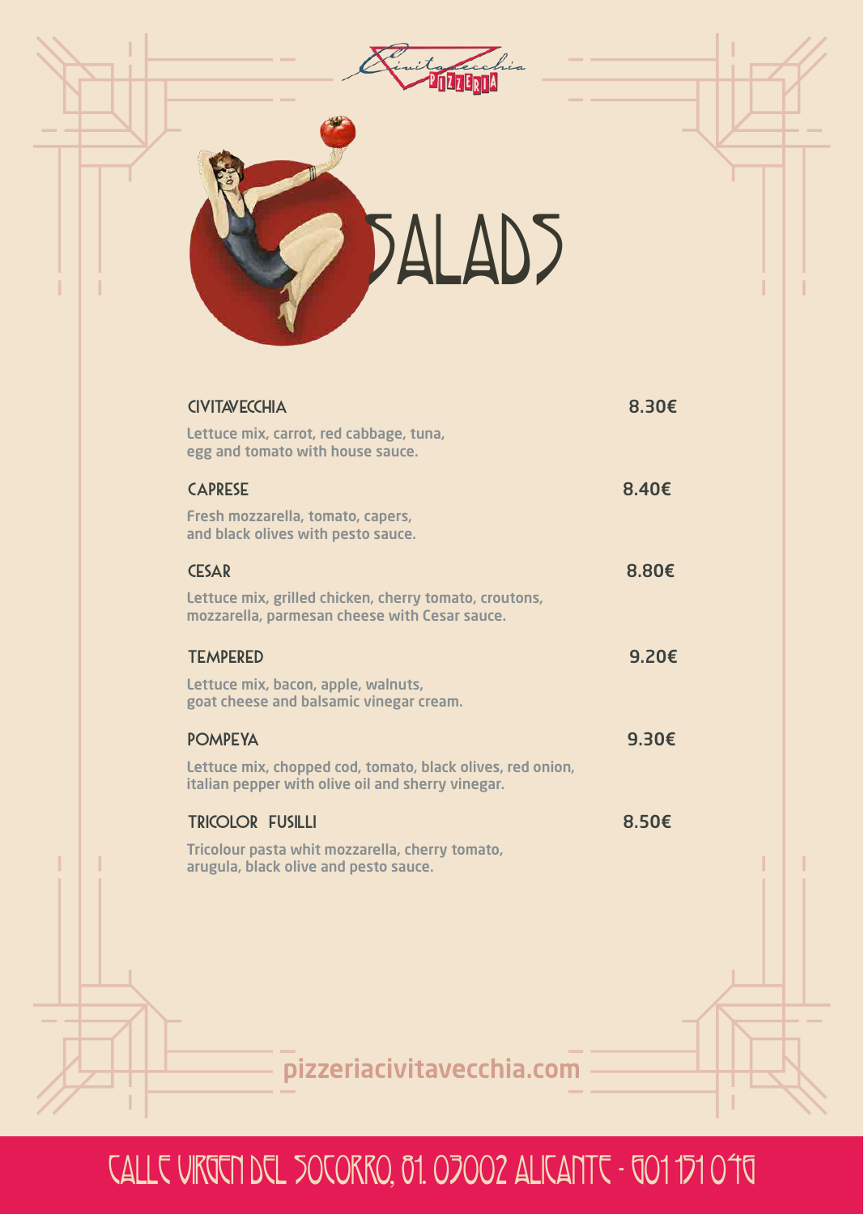Civitavecchia PIZZERIA

# SALADS

**CIVITAVECCHIA** — 8.30€

Lettuce mix, carrot, red cabbage, tuna,
egg and tomato with house sauce.

**CAPRESE** — 8.40€

Fresh mozzarella, tomato, capers,
and black olives with pesto sauce.

**CESAR** — 8.80€

Lettuce mix, grilled chicken, cherry tomato, croutons,
mozzarella, parmesan cheese with Cesar sauce.

**TEMPERED** — 9.20€

Lettuce mix, bacon, apple, walnuts,
goat cheese and balsamic vinegar cream.

**POMPEYA** — 9.30€

Lettuce mix, chopped cod, tomato, black olives, red onion,
italian pepper with olive oil and sherry vinegar.

**TRICOLOR FUSILLI** — 8.50€

Tricolour pasta whit mozzarella, cherry tomato,
arugula, black olive and pesto sauce.

pizzeriacivitavecchia.com

CALLE VIRGEN DEL SOCORRO, 81. 03002 ALICANTE - 601 151 046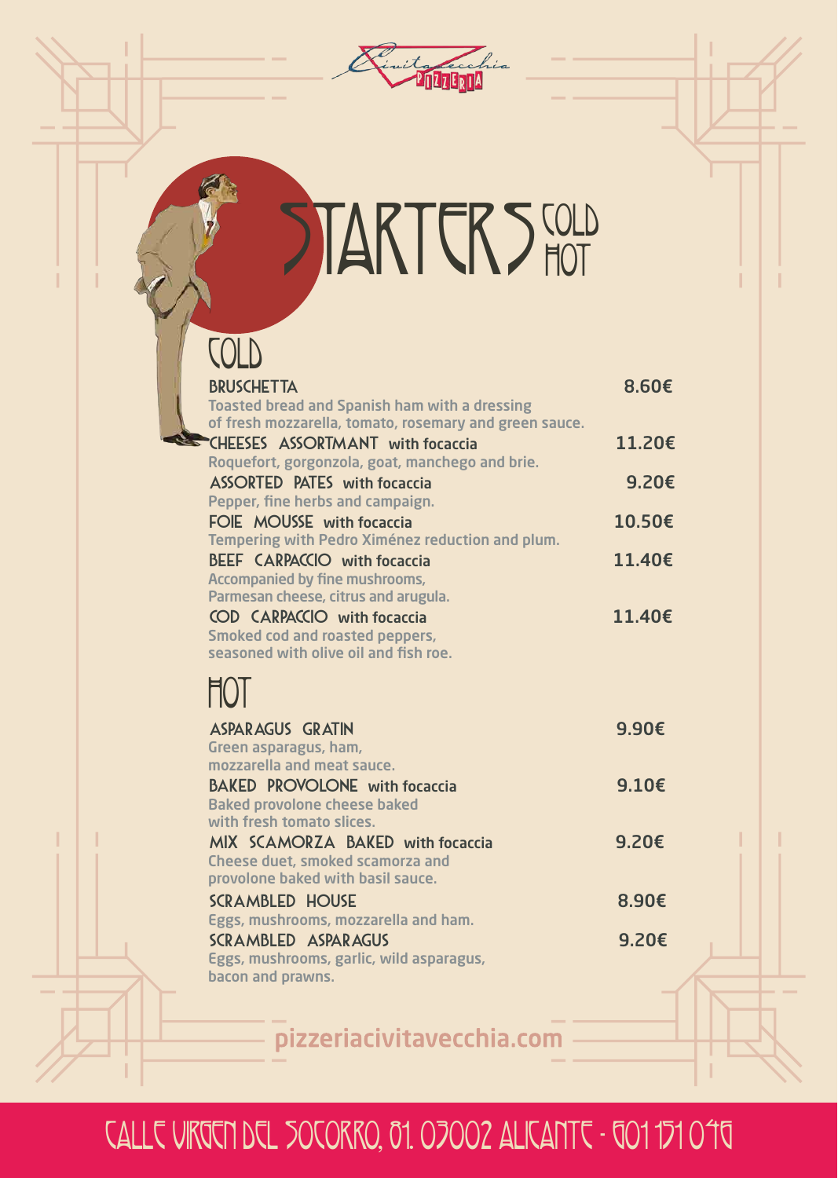Civitavecchia PIZZERIA

# STARTERS COLD HOT

## COLD

**BRUSCHETTA** — 8.60€
Toasted bread and Spanish ham with a dressing of fresh mozzarella, tomato, rosemary and green sauce.

**CHEESES ASSORTMANT** with focaccia — 11.20€
Roquefort, gorgonzola, goat, manchego and brie.

**ASSORTED PATES** with focaccia — 9.20€
Pepper, fine herbs and campaign.

**FOIE MOUSSE** with focaccia — 10.50€
Tempering with Pedro Ximénez reduction and plum.

**BEEF CARPACCIO** with focaccia — 11.40€
Accompanied by fine mushrooms, Parmesan cheese, citrus and arugula.

**COD CARPACCIO** with focaccia — 11.40€
Smoked cod and roasted peppers, seasoned with olive oil and fish roe.

## HOT

**ASPARAGUS GRATIN** — 9.90€
Green asparagus, ham, mozzarella and meat sauce.

**BAKED PROVOLONE** with focaccia — 9.10€
Baked provolone cheese baked with fresh tomato slices.

**MIX SCAMORZA BAKED** with focaccia — 9.20€
Cheese duet, smoked scamorza and provolone baked with basil sauce.

**SCRAMBLED HOUSE** — 8.90€
Eggs, mushrooms, mozzarella and ham.

**SCRAMBLED ASPARAGUS** — 9.20€
Eggs, mushrooms, garlic, wild asparagus, bacon and prawns.

pizzeriacivitavecchia.com

CALLE VIRGEN DEL SOCORRO, 81. 03002 ALICANTE - 601 151 046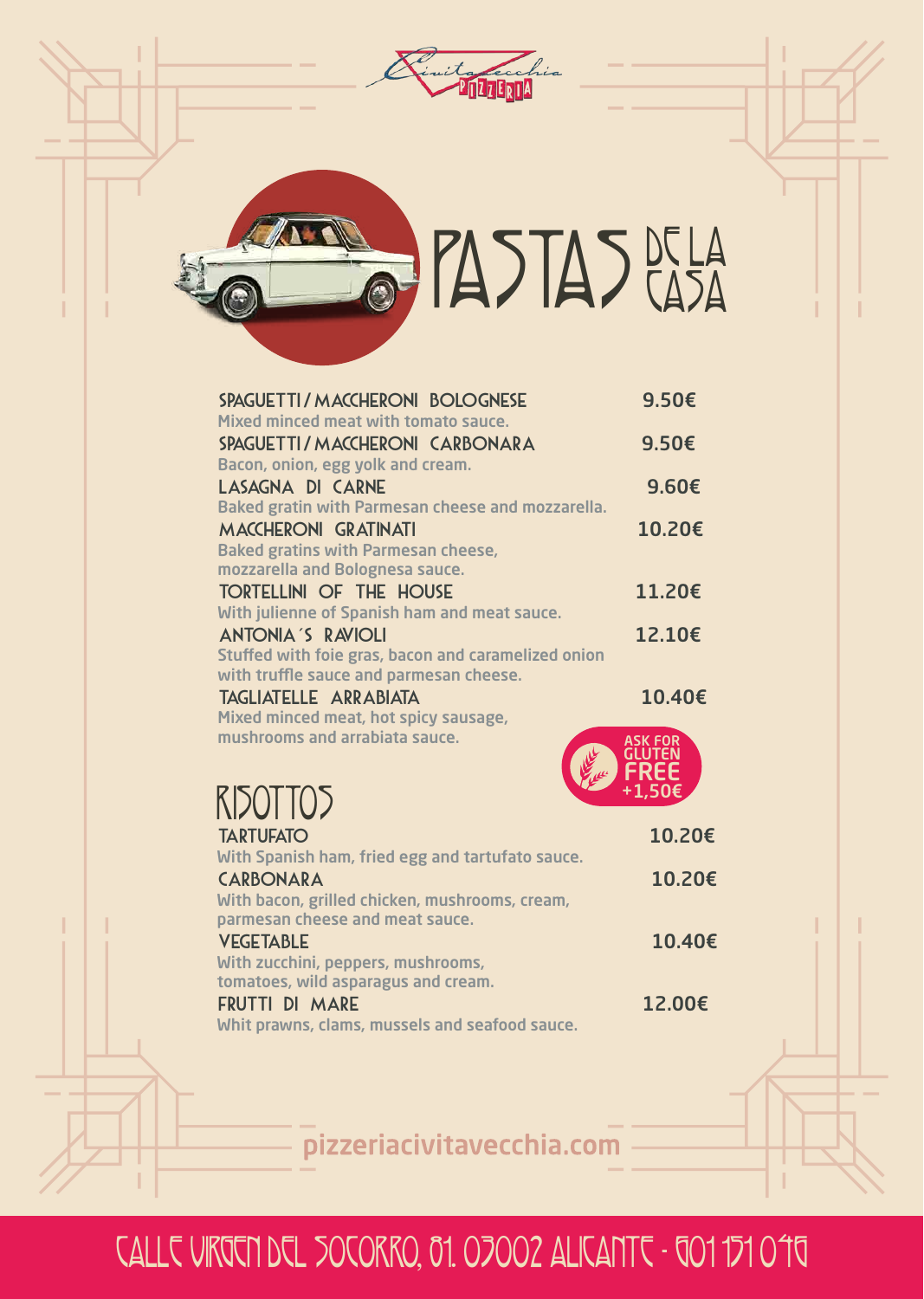Civitavecchia PIZZERIA

# PASTAS DE LA CASA

**SPAGUETTI / MACCHERONI BOLOGNESE** — 9.50€
Mixed minced meat with tomato sauce.

**SPAGUETTI / MACCHERONI CARBONARA** — 9.50€
Bacon, onion, egg yolk and cream.

**LASAGNA DI CARNE** — 9.60€
Baked gratin with Parmesan cheese and mozzarella.

**MACCHERONI GRATINATI** — 10.20€
Baked gratins with Parmesan cheese, mozzarella and Bolognesa sauce.

**TORTELLINI OF THE HOUSE** — 11.20€
With julienne of Spanish ham and meat sauce.

**ANTONIA´S RAVIOLI** — 12.10€
Stuffed with foie gras, bacon and caramelized onion with truffle sauce and parmesan cheese.

**TAGLIATELLE ARRABIATA** — 10.40€
Mixed minced meat, hot spicy sausage, mushrooms and arrabiata sauce.

ASK FOR GLUTEN FREE +1,50€

## RISOTTOS

**TARTUFATO** — 10.20€
With Spanish ham, fried egg and tartufato sauce.

**CARBONARA** — 10.20€
With bacon, grilled chicken, mushrooms, cream, parmesan cheese and meat sauce.

**VEGETABLE** — 10.40€
With zucchini, peppers, mushrooms, tomatoes, wild asparagus and cream.

**FRUTTI DI MARE** — 12.00€
Whit prawns, clams, mussels and seafood sauce.

pizzeriacivitavecchia.com

CALLE VIRGEN DEL SOCORRO, 81. 03002 ALICANTE - 601 151 046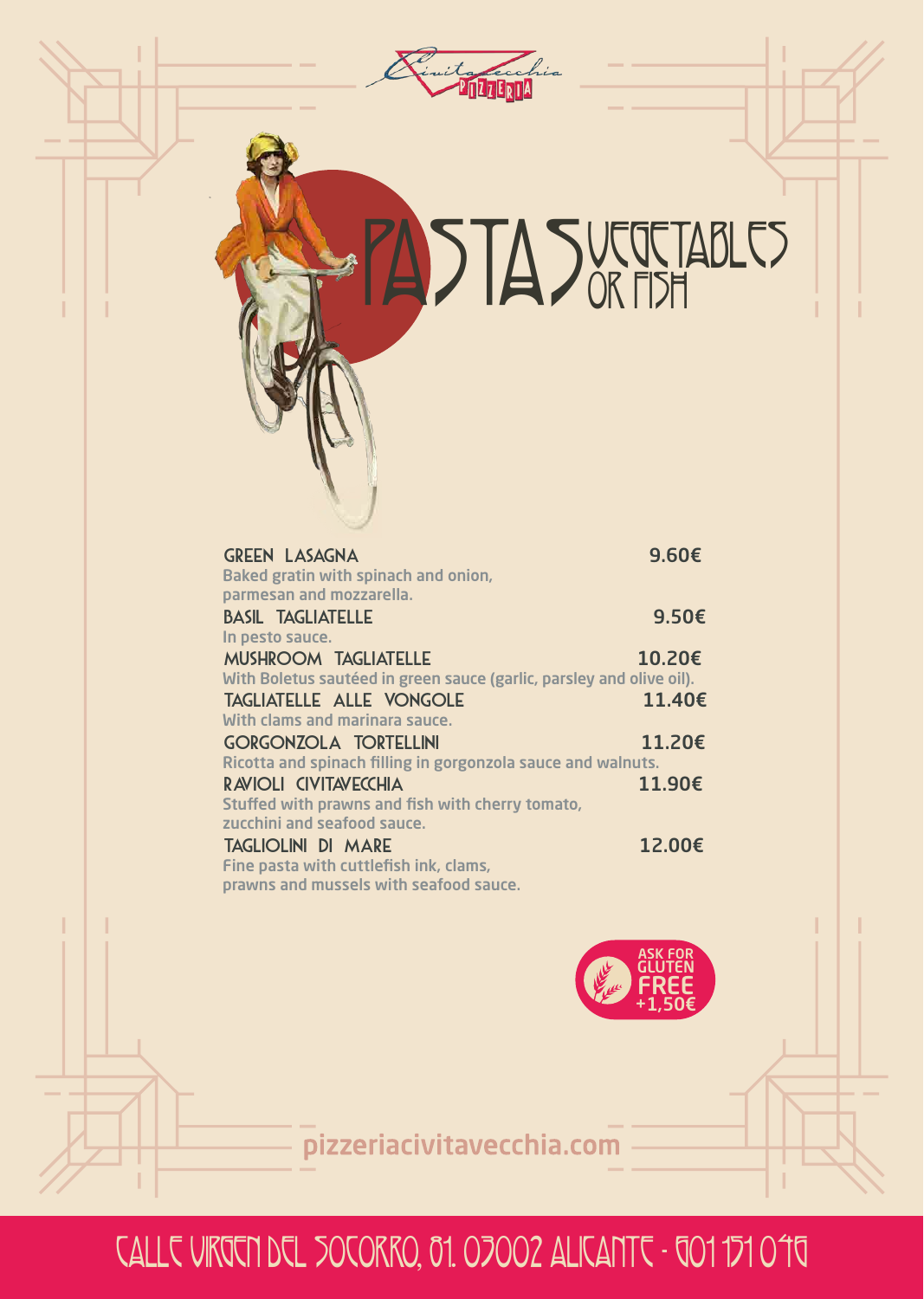Civitavecchia PIZZERIA

# PASTAS VEGETABLES OR FISH

**GREEN LASAGNA** 9.60€
Baked gratin with spinach and onion, parmesan and mozzarella.

**BASIL TAGLIATELLE** 9.50€
In pesto sauce.

**MUSHROOM TAGLIATELLE** 10.20€
With Boletus sautéed in green sauce (garlic, parsley and olive oil).

**TAGLIATELLE ALLE VONGOLE** 11.40€
With clams and marinara sauce.

**GORGONZOLA TORTELLINI** 11.20€
Ricotta and spinach filling in gorgonzola sauce and walnuts.

**RAVIOLI CIVITAVECCHIA** 11.90€
Stuffed with prawns and fish with cherry tomato, zucchini and seafood sauce.

**TAGLIOLINI DI MARE** 12.00€
Fine pasta with cuttlefish ink, clams, prawns and mussels with seafood sauce.

ASK FOR GLUTEN FREE +1,50€

pizzeriacivitavecchia.com

CALLE VIRGEN DEL SOCORRO, 81. 03002 ALICANTE - 601 151 046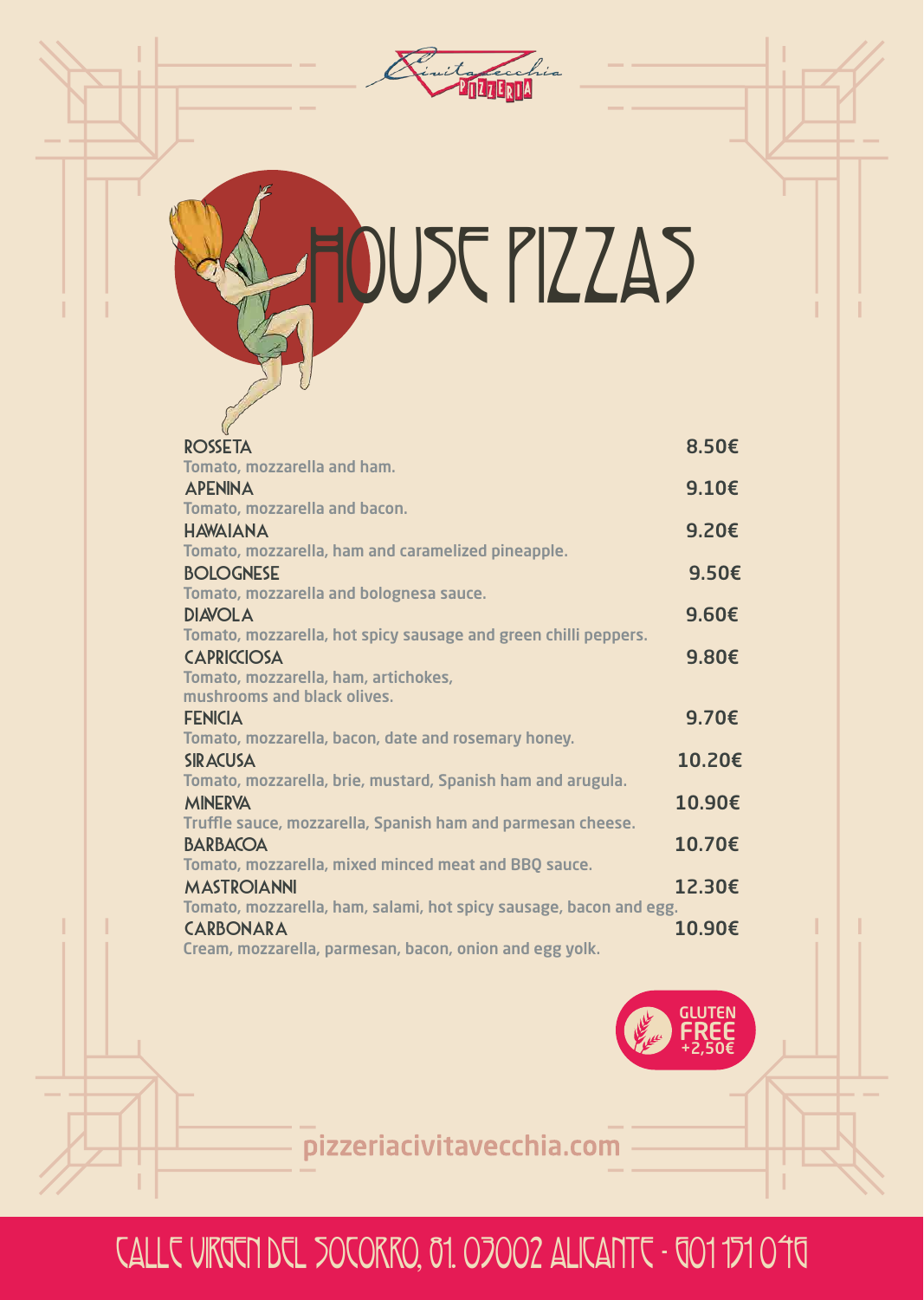Civitavecchia PIZZERIA

# HOUSE PIZZAS

**ROSSETA** — 8.50€
Tomato, mozzarella and ham.

**APENINA** — 9.10€
Tomato, mozzarella and bacon.

**HAWAIANA** — 9.20€
Tomato, mozzarella, ham and caramelized pineapple.

**BOLOGNESE** — 9.50€
Tomato, mozzarella and bolognesa sauce.

**DIAVOLA** — 9.60€
Tomato, mozzarella, hot spicy sausage and green chilli peppers.

**CAPRICCIOSA** — 9.80€
Tomato, mozzarella, ham, artichokes, mushrooms and black olives.

**FENICIA** — 9.70€
Tomato, mozzarella, bacon, date and rosemary honey.

**SIRACUSA** — 10.20€
Tomato, mozzarella, brie, mustard, Spanish ham and arugula.

**MINERVA** — 10.90€
Truffle sauce, mozzarella, Spanish ham and parmesan cheese.

**BARBACOA** — 10.70€
Tomato, mozzarella, mixed minced meat and BBQ sauce.

**MASTROIANNI** — 12.30€
Tomato, mozzarella, ham, salami, hot spicy sausage, bacon and egg.

**CARBONARA** — 10.90€
Cream, mozzarella, parmesan, bacon, onion and egg yolk.

GLUTEN FREE +2,50€

pizzeriacivitavecchia.com

CALLE VIRGEN DEL SOCORRO, 81. 03002 ALICANTE - 601 151 046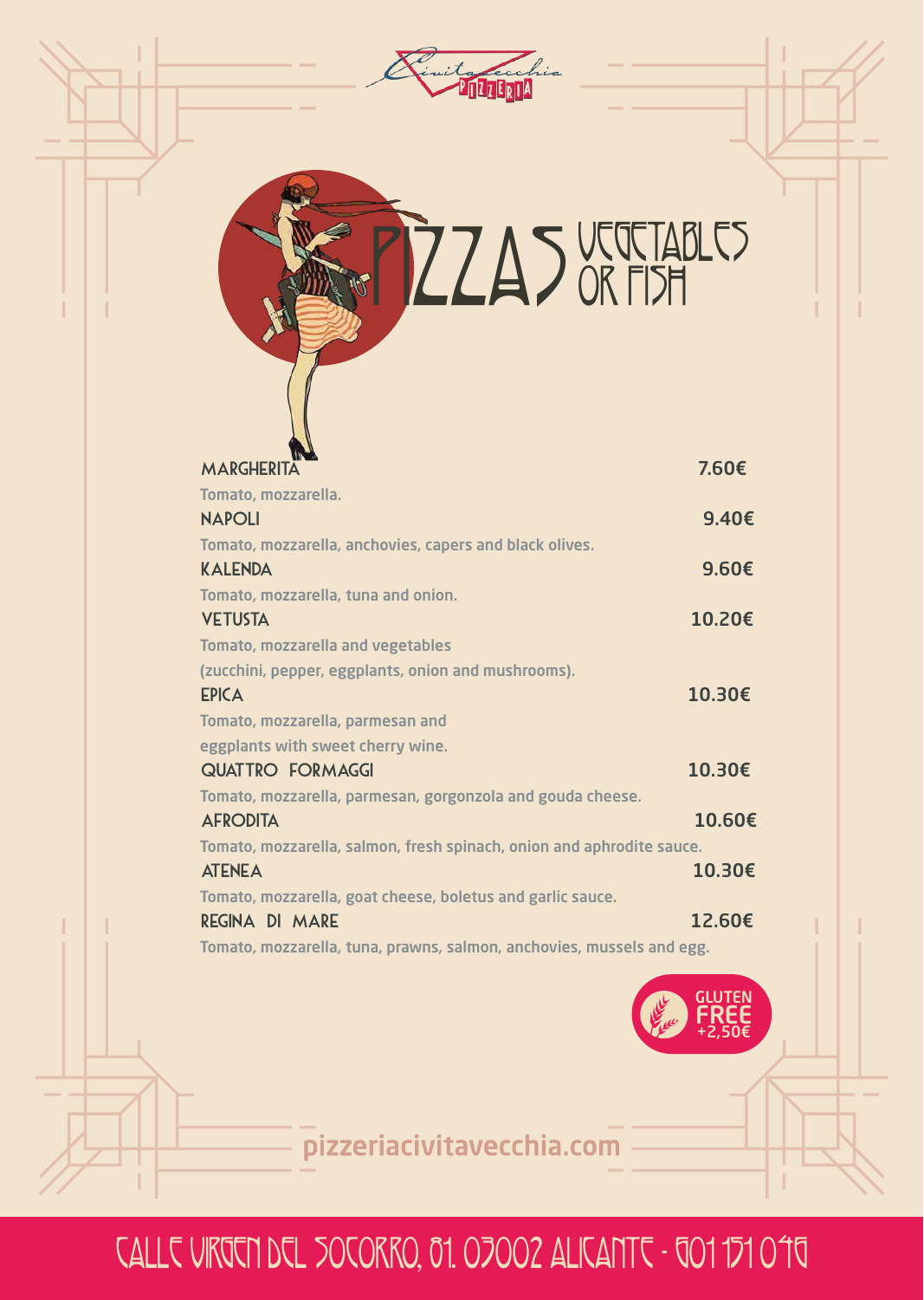Civitavecchia PIZZERIA

# PIZZAS VEGETABLES OR FISH

**MARGHERITA** 7.60€

Tomato, mozzarella.

**NAPOLI** 9.40€

Tomato, mozzarella, anchovies, capers and black olives.

**KALENDA** 9.60€

Tomato, mozzarella, tuna and onion.

**VETUSTA** 10.20€

Tomato, mozzarella and vegetables (zucchini, pepper, eggplants, onion and mushrooms).

**EPICA** 10.30€

Tomato, mozzarella, parmesan and eggplants with sweet cherry wine.

**QUATTRO FORMAGGI** 10.30€

Tomato, mozzarella, parmesan, gorgonzola and gouda cheese.

**AFRODITA** 10.60€

Tomato, mozzarella, salmon, fresh spinach, onion and aphrodite sauce.

**ATENEA** 10.30€

Tomato, mozzarella, goat cheese, boletus and garlic sauce.

**REGINA DI MARE** 12.60€

Tomato, mozzarella, tuna, prawns, salmon, anchovies, mussels and egg.

GLUTEN FREE +2,50€

pizzeriacivitavecchia.com

CALLE VIRGEN DEL SOCORRO, 81. 03002 ALICANTE - 601 151 046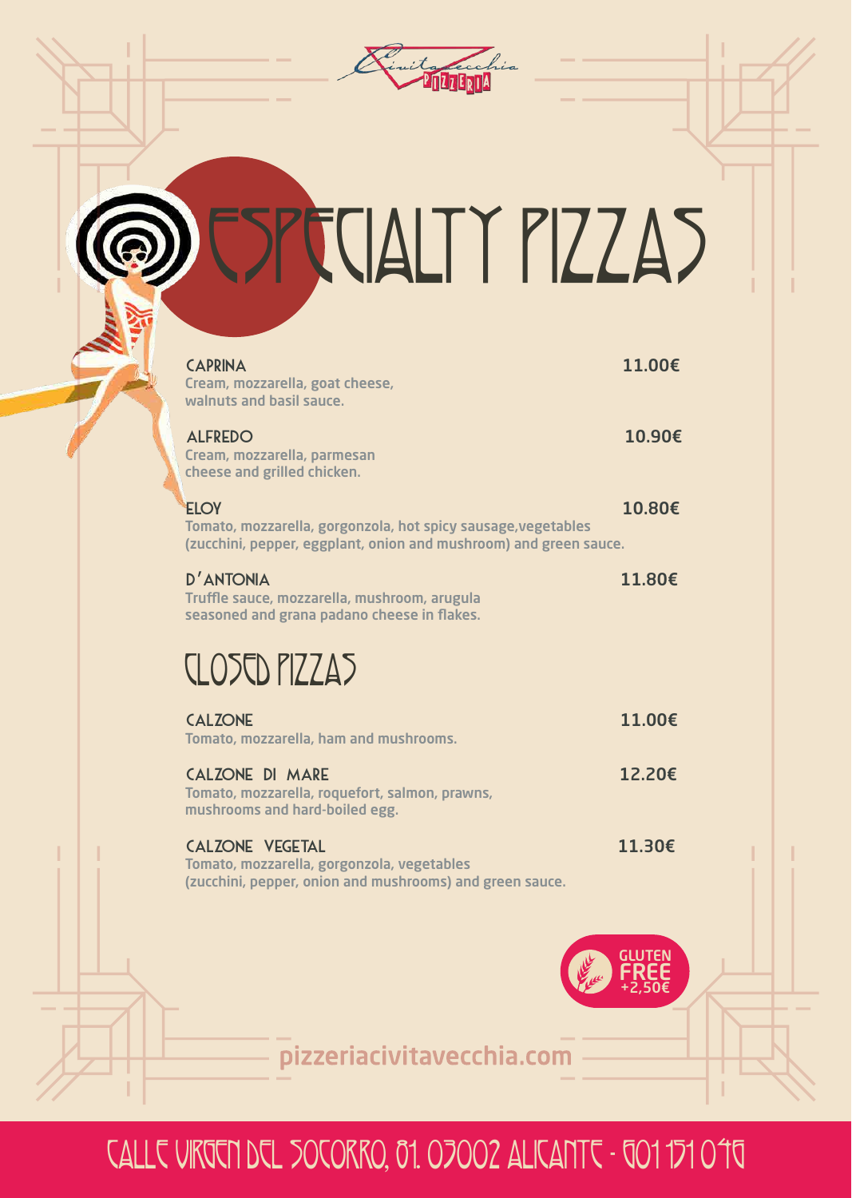Civitavecchia Pizzeria

# ESPECIALTY PIZZAS

**CAPRINA** — 11.00€
Cream, mozzarella, goat cheese, walnuts and basil sauce.

**ALFREDO** — 10.90€
Cream, mozzarella, parmesan cheese and grilled chicken.

**ELOY** — 10.80€
Tomato, mozzarella, gorgonzola, hot spicy sausage,vegetables (zucchini, pepper, eggplant, onion and mushroom) and green sauce.

**D'ANTONIA** — 11.80€
Truffle sauce, mozzarella, mushroom, arugula seasoned and grana padano cheese in flakes.

## CLOSED PIZZAS

**CALZONE** — 11.00€
Tomato, mozzarella, ham and mushrooms.

**CALZONE DI MARE** — 12.20€
Tomato, mozzarella, roquefort, salmon, prawns, mushrooms and hard-boiled egg.

**CALZONE VEGETAL** — 11.30€
Tomato, mozzarella, gorgonzola, vegetables (zucchini, pepper, onion and mushrooms) and green sauce.

GLUTEN FREE +2,50€

pizzeriacivitavecchia.com

CALLE VIRGEN DEL SOCORRO, 81. 03002 ALICANTE - 601 151 046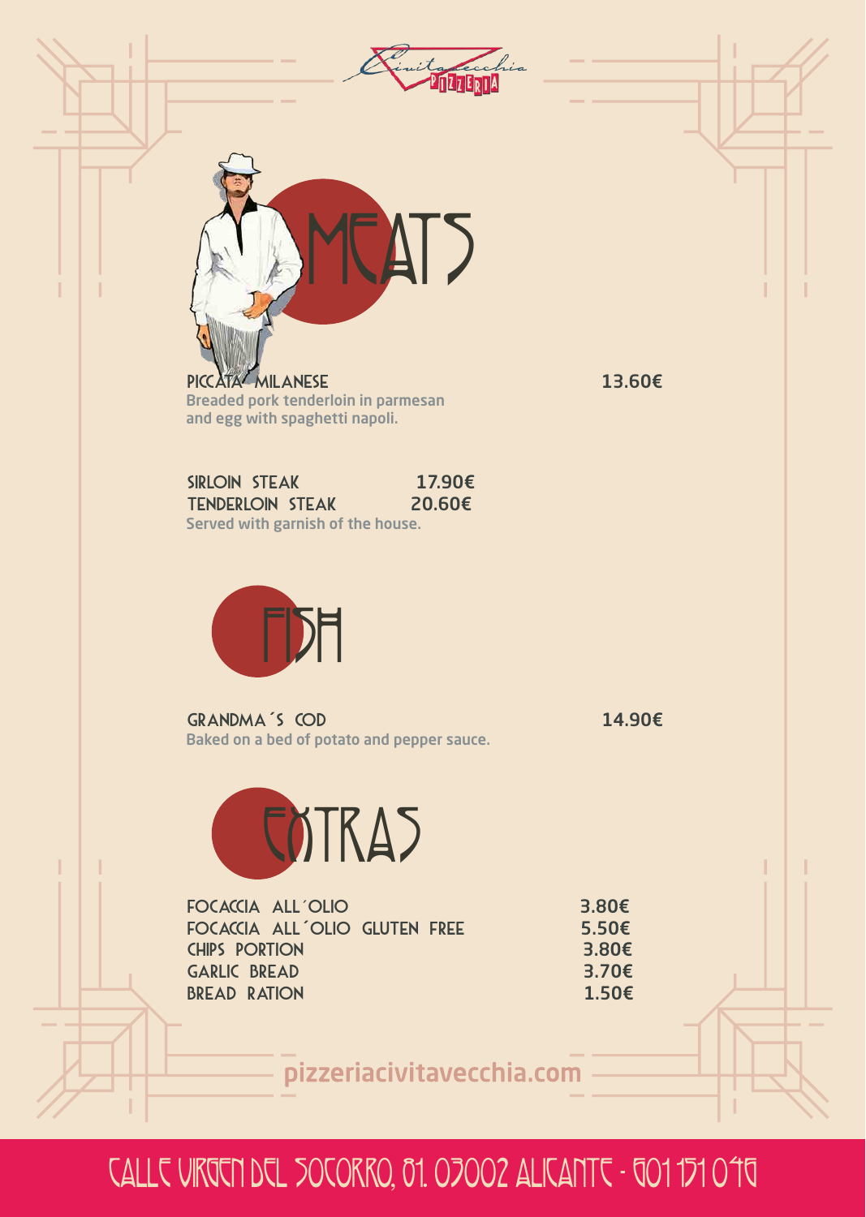Civitavecchia PIZZERIA

# MEATS

**PICCATA MILANESE** 13.60€
Breaded pork tenderloin in parmesan and egg with spaghetti napoli.

**SIRLOIN STEAK** 17.90€
**TENDERLOIN STEAK** 20.60€
Served with garnish of the house.

# FISH

**GRANDMA´S COD** 14.90€
Baked on a bed of potato and pepper sauce.

# EXTRAS

| | |
|---|---|
| FOCACCIA ALL´OLIO | 3.80€ |
| FOCACCIA ALL´OLIO GLUTEN FREE | 5.50€ |
| CHIPS PORTION | 3.80€ |
| GARLIC BREAD | 3.70€ |
| BREAD RATION | 1.50€ |

pizzeriacivitavecchia.com

CALLE VIRGEN DEL SOCORRO, 81. 03002 ALICANTE - 601 151 046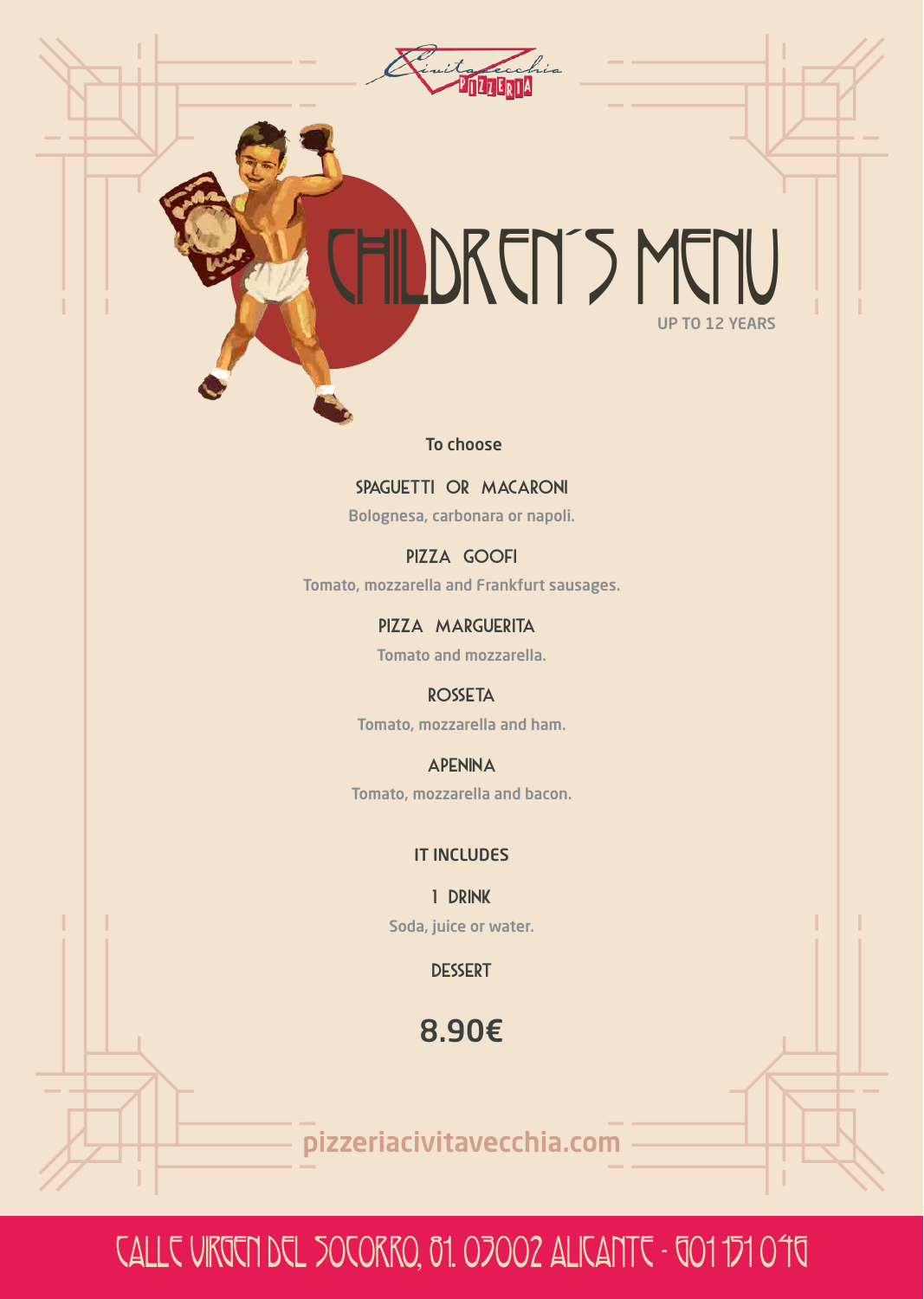Civitavecchia PIZZERIA

# CHILDREN´S MENU

UP TO 12 YEARS

**To choose**

### SPAGUETTI OR MACARONI

Bolognesa, carbonara or napoli.

### PIZZA GOOFI

Tomato, mozzarella and Frankfurt sausages.

### PIZZA MARGUERITA

Tomato and mozzarella.

### ROSSETA

Tomato, mozzarella and ham.

### APENINA

Tomato, mozzarella and bacon.

**IT INCLUDES**

### 1 DRINK

Soda, juice or water.

### DESSERT

## 8.90€

pizzeriacivitavecchia.com

CALLE VIRGEN DEL SOCORRO, 81. 03002 ALICANTE - 601 151 046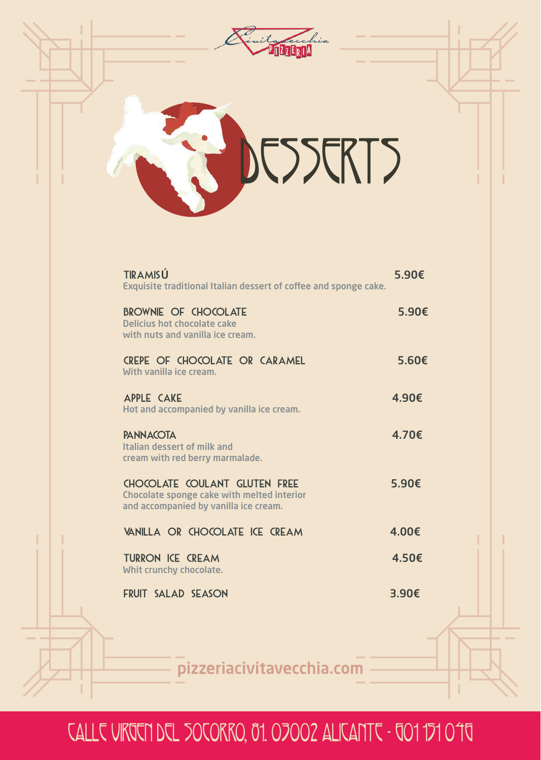Civitavecchia PIZZERIA

# DESSERTS

**TIRAMISÚ** 5.90€
Exquisite traditional Italian dessert of coffee and sponge cake.

**BROWNIE OF CHOCOLATE** 5.90€
Delicius hot chocolate cake
with nuts and vanilla ice cream.

**CREPE OF CHOCOLATE OR CARAMEL** 5.60€
With vanilla ice cream.

**APPLE CAKE** 4.90€
Hot and accompanied by vanilla ice cream.

**PANNACOTA** 4.70€
Italian dessert of milk and
cream with red berry marmalade.

**CHOCOLATE COULANT GLUTEN FREE** 5.90€
Chocolate sponge cake with melted interior
and accompanied by vanilla ice cream.

**VANILLA OR CHOCOLATE ICE CREAM** 4.00€

**TURRON ICE CREAM** 4.50€
Whit crunchy chocolate.

**FRUIT SALAD SEASON** 3.90€

pizzeriacivitavecchia.com

CALLE VIRGEN DEL SOCORRO, 81. 03002 ALICANTE - 601 151 046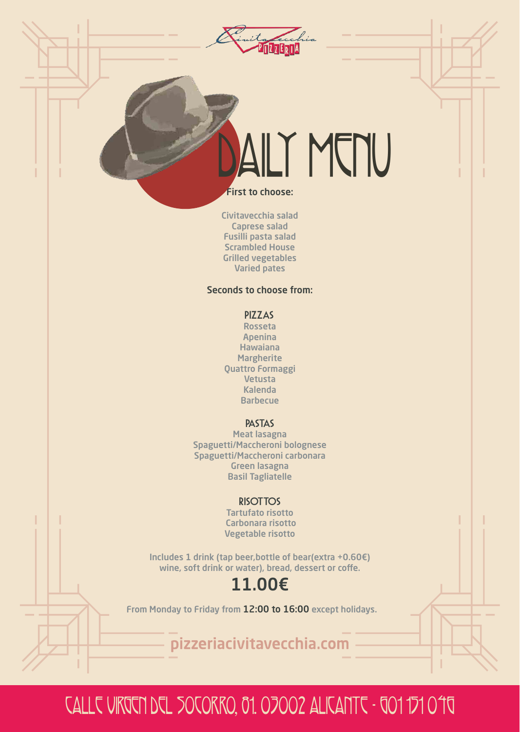Civitavecchia PIZZERIA

# DAILY MENU

**First to choose:**

Civitavecchia salad
Caprese salad
Fusilli pasta salad
Scrambled House
Grilled vegetables
Varied pates

**Seconds to choose from:**

## PIZZAS

Rosseta
Apenina
Hawaiana
Margherite
Quattro Formaggi
Vetusta
Kalenda
Barbecue

## PASTAS

Meat lasagna
Spaguetti/Maccheroni bolognese
Spaguetti/Maccheroni carbonara
Green lasagna
Basil Tagliatelle

## RISOTTOS

Tartufato risotto
Carbonara risotto
Vegetable risotto

Includes 1 drink (tap beer,bottle of bear(extra +0.60€) wine, soft drink or water), bread, dessert or coffe.

## 11.00€

From Monday to Friday from **12:00 to 16:00** except holidays.

pizzeriacivitavecchia.com

CALLE VIRGEN DEL SOCORRO, 81. 03002 ALICANTE - 601 151 046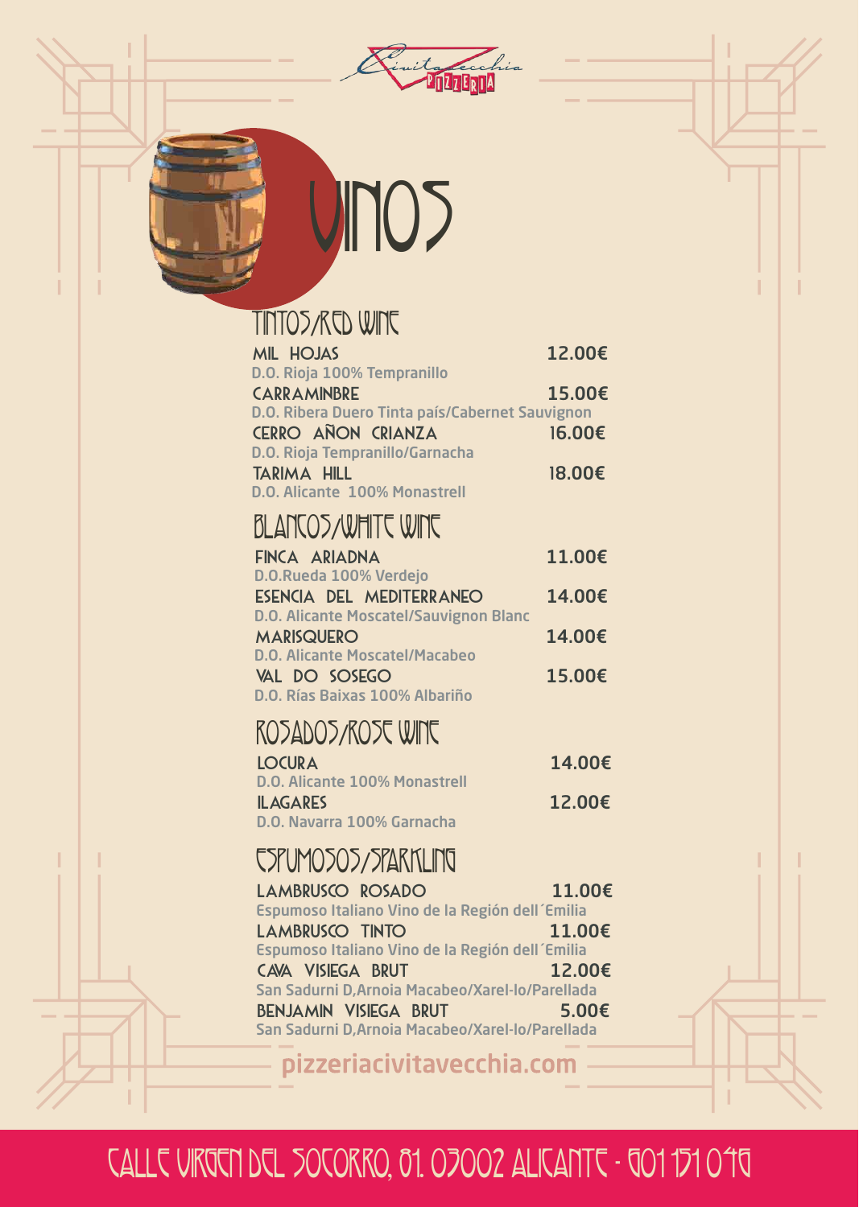Civitavecchia PIZZERIA

# VINOS

## TINTOS/RED WINE

**MIL HOJAS** 12.00€
D.O. Rioja 100% Tempranillo

**CARRAMINBRE** 15.00€
D.O. Ribera Duero Tinta país/Cabernet Sauvignon

**CERRO AÑON CRIANZA** 16.00€
D.O. Rioja Tempranillo/Garnacha

**TARIMA HILL** 18.00€
D.O. Alicante 100% Monastrell

## BLANCOS/WHITE WINE

**FINCA ARIADNA** 11.00€
D.O.Rueda 100% Verdejo

**ESENCIA DEL MEDITERRANEO** 14.00€
D.O. Alicante Moscatel/Sauvignon Blanc

**MARISQUERO** 14.00€
D.O. Alicante Moscatel/Macabeo

**VAL DO SOSEGO** 15.00€
D.O. Rías Baixas 100% Albariño

## ROSADOS/ROSE WINE

**LOCURA** 14.00€
D.O. Alicante 100% Monastrell

**ILAGARES** 12.00€
D.O. Navarra 100% Garnacha

## ESPUMOSOS/SPARKLING

**LAMBRUSCO ROSADO** 11.00€
Espumoso Italiano Vino de la Región dell´Emilia

**LAMBRUSCO TINTO** 11.00€
Espumoso Italiano Vino de la Región dell´Emilia

**CAVA VISIEGA BRUT** 12.00€
San Sadurni D,Arnoia Macabeo/Xarel-lo/Parellada

**BENJAMIN VISIEGA BRUT** 5.00€
San Sadurni D,Arnoia Macabeo/Xarel-lo/Parellada

pizzeriacivitavecchia.com

CALLE VIRGEN DEL SOCORRO, 81. 03002 ALICANTE - 601 151 046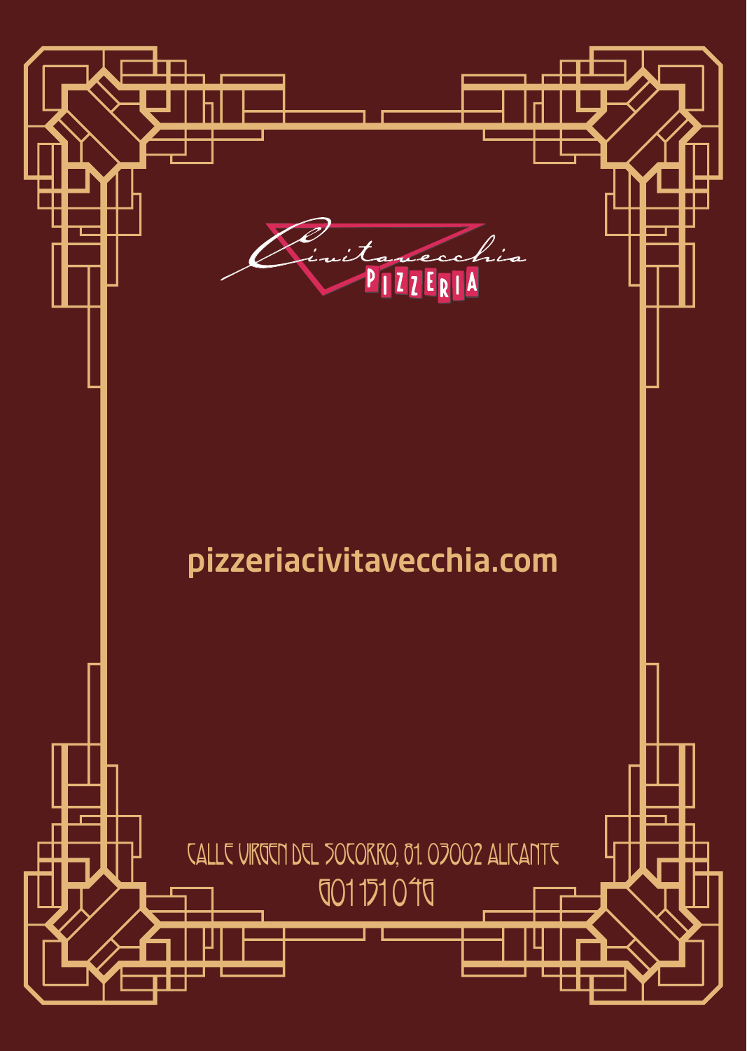Civitavecchia

PIZZERIA

pizzeriacivitavecchia.com

CALLE VIRGEN DEL SOCORRO, 81. 03002 ALICANTE

601 151 046